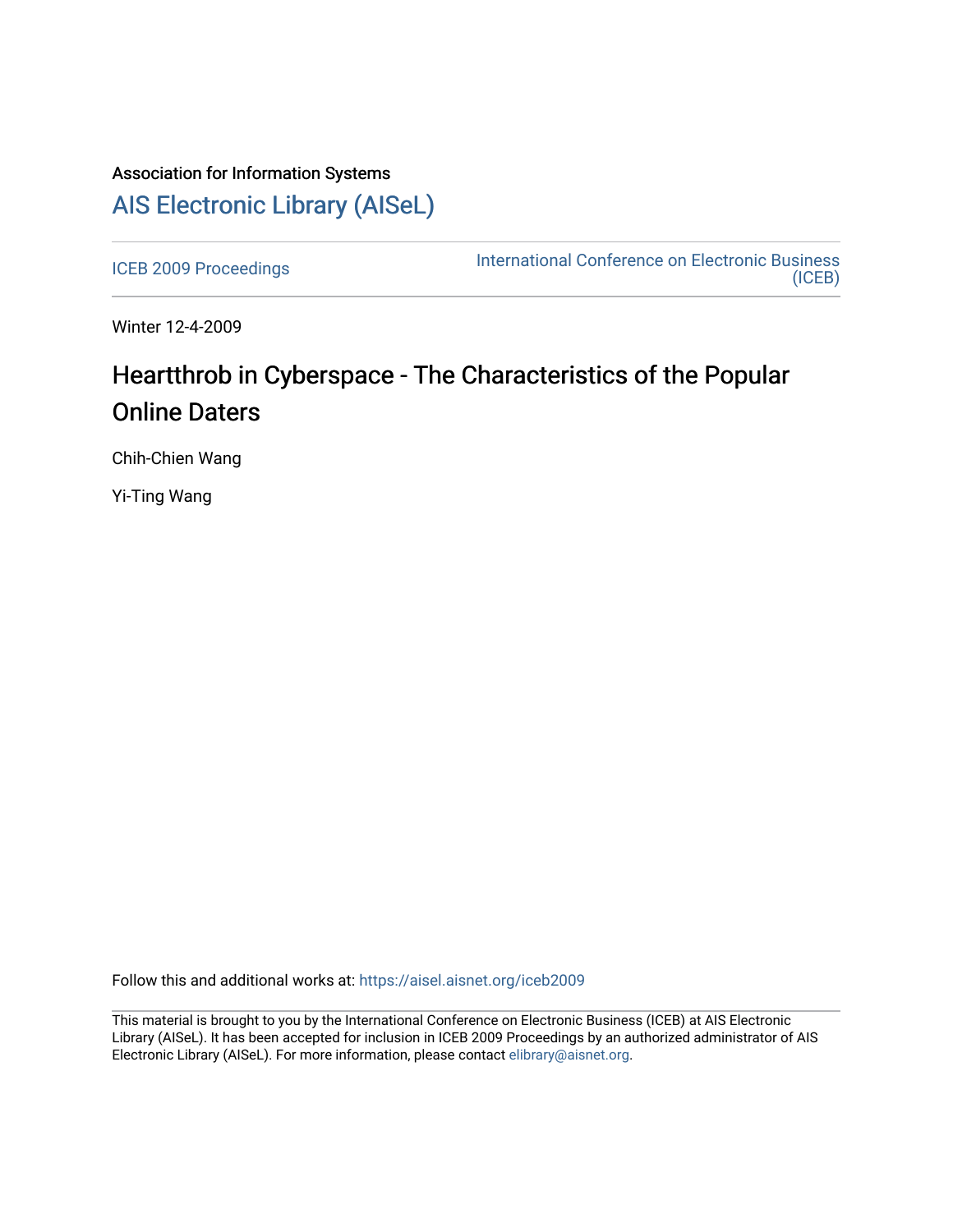Association for Information Systems

# AIS Electronic Library (AISeL)

ICEB 2009 Proceedings

International Conference on Electronic Business (ICEB)

Winter 12-4-2009

# Heartthrob in Cyberspace - The Characteristics of the Popular Online Daters

Chih-Chien Wang

Yi-Ting Wang

Follow this and additional works at: https://aisel.aisnet.org/iceb2009

This material is brought to you by the International Conference on Electronic Business (ICEB) at AIS Electronic Library (AISeL). It has been accepted for inclusion in ICEB 2009 Proceedings by an authorized administrator of AIS Electronic Library (AISeL). For more information, please contact elibrary@aisnet.org.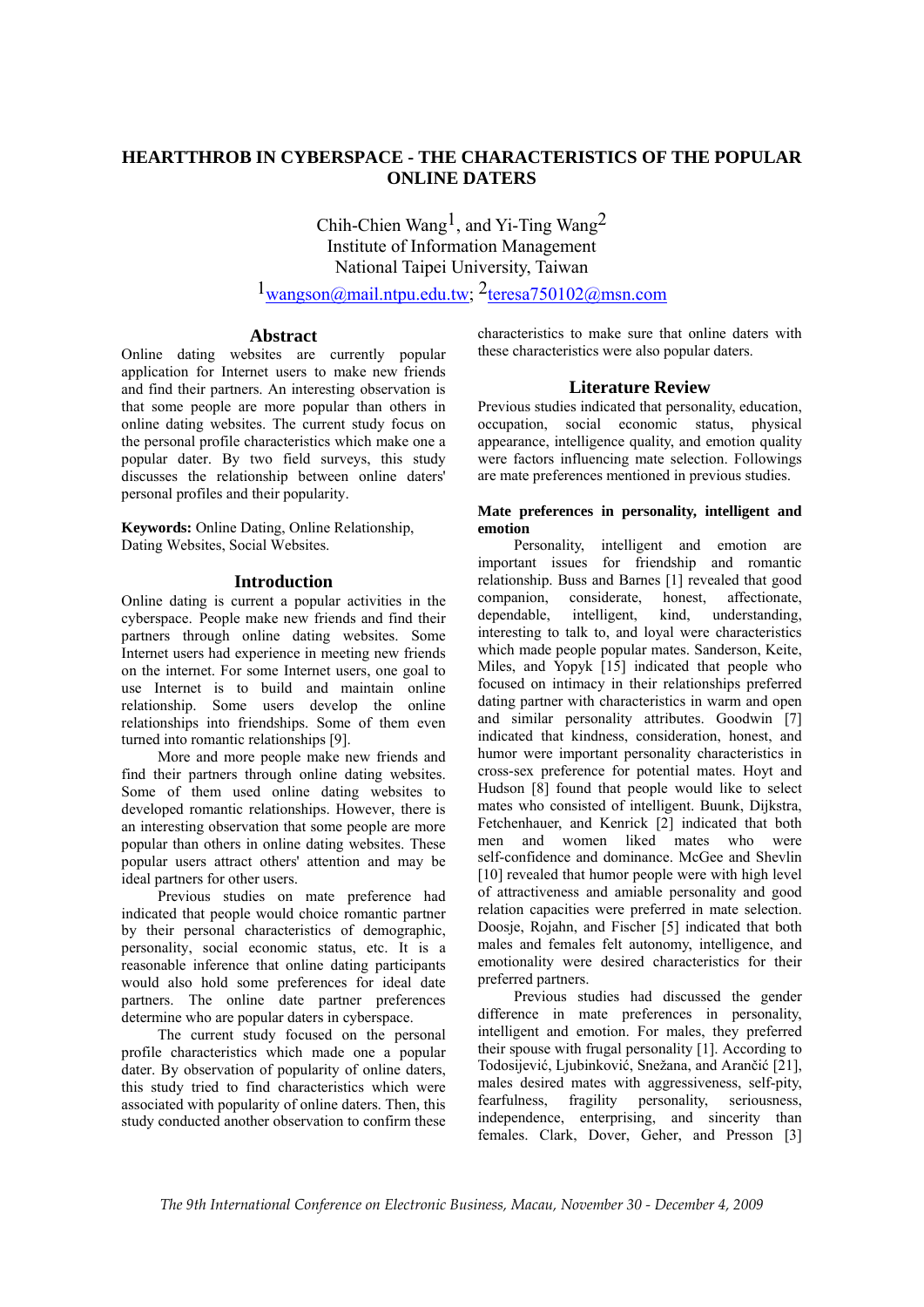# HEARTTHROB IN CYBERSPACE - THE CHARACTERISTICS OF THE POPULAR ONLINE DATERS

Chih-Chien Wang[1], and Yi-Ting Wang[2]
Institute of Information Management
National Taipei University, Taiwan
[1]wangson@mail.ntpu.edu.tw; [2]teresa750102@msn.com

## Abstract

Online dating websites are currently popular application for Internet users to make new friends and find their partners. An interesting observation is that some people are more popular than others in online dating websites. The current study focus on the personal profile characteristics which make one a popular dater. By two field surveys, this study discusses the relationship between online daters' personal profiles and their popularity.

**Keywords:** Online Dating, Online Relationship, Dating Websites, Social Websites.

## Introduction

Online dating is current a popular activities in the cyberspace. People make new friends and find their partners through online dating websites. Some Internet users had experience in meeting new friends on the internet. For some Internet users, one goal to use Internet is to build and maintain online relationship. Some users develop the online relationships into friendships. Some of them even turned into romantic relationships [9].

More and more people make new friends and find their partners through online dating websites. Some of them used online dating websites to developed romantic relationships. However, there is an interesting observation that some people are more popular than others in online dating websites. These popular users attract others' attention and may be ideal partners for other users.

Previous studies on mate preference had indicated that people would choice romantic partner by their personal characteristics of demographic, personality, social economic status, etc. It is a reasonable inference that online dating participants would also hold some preferences for ideal date partners. The online date partner preferences determine who are popular daters in cyberspace.

The current study focused on the personal profile characteristics which made one a popular dater. By observation of popularity of online daters, this study tried to find characteristics which were associated with popularity of online daters. Then, this study conducted another observation to confirm these characteristics to make sure that online daters with these characteristics were also popular daters.

## Literature Review

Previous studies indicated that personality, education, occupation, social economic status, physical appearance, intelligence quality, and emotion quality were factors influencing mate selection. Followings are mate preferences mentioned in previous studies.

### Mate preferences in personality, intelligent and emotion

Personality, intelligent and emotion are important issues for friendship and romantic relationship. Buss and Barnes [1] revealed that good companion, considerate, honest, affectionate, dependable, intelligent, kind, understanding, interesting to talk to, and loyal were characteristics which made people popular mates. Sanderson, Keite, Miles, and Yopyk [15] indicated that people who focused on intimacy in their relationships preferred dating partner with characteristics in warm and open and similar personality attributes. Goodwin [7] indicated that kindness, consideration, honest, and humor were important personality characteristics in cross-sex preference for potential mates. Hoyt and Hudson [8] found that people would like to select mates who consisted of intelligent. Buunk, Dijkstra, Fetchenhauer, and Kenrick [2] indicated that both men and women liked mates who were self-confidence and dominance. McGee and Shevlin [10] revealed that humor people were with high level of attractiveness and amiable personality and good relation capacities were preferred in mate selection. Doosje, Rojahn, and Fischer [5] indicated that both males and females felt autonomy, intelligence, and emotionality were desired characteristics for their preferred partners.

Previous studies had discussed the gender difference in mate preferences in personality, intelligent and emotion. For males, they preferred their spouse with frugal personality [1]. According to Todosijević, Ljubinković, Snežana, and Arančić [21], males desired mates with aggressiveness, self-pity, fearfulness, fragility personality, seriousness, independence, enterprising, and sincerity than females. Clark, Dover, Geher, and Presson [3]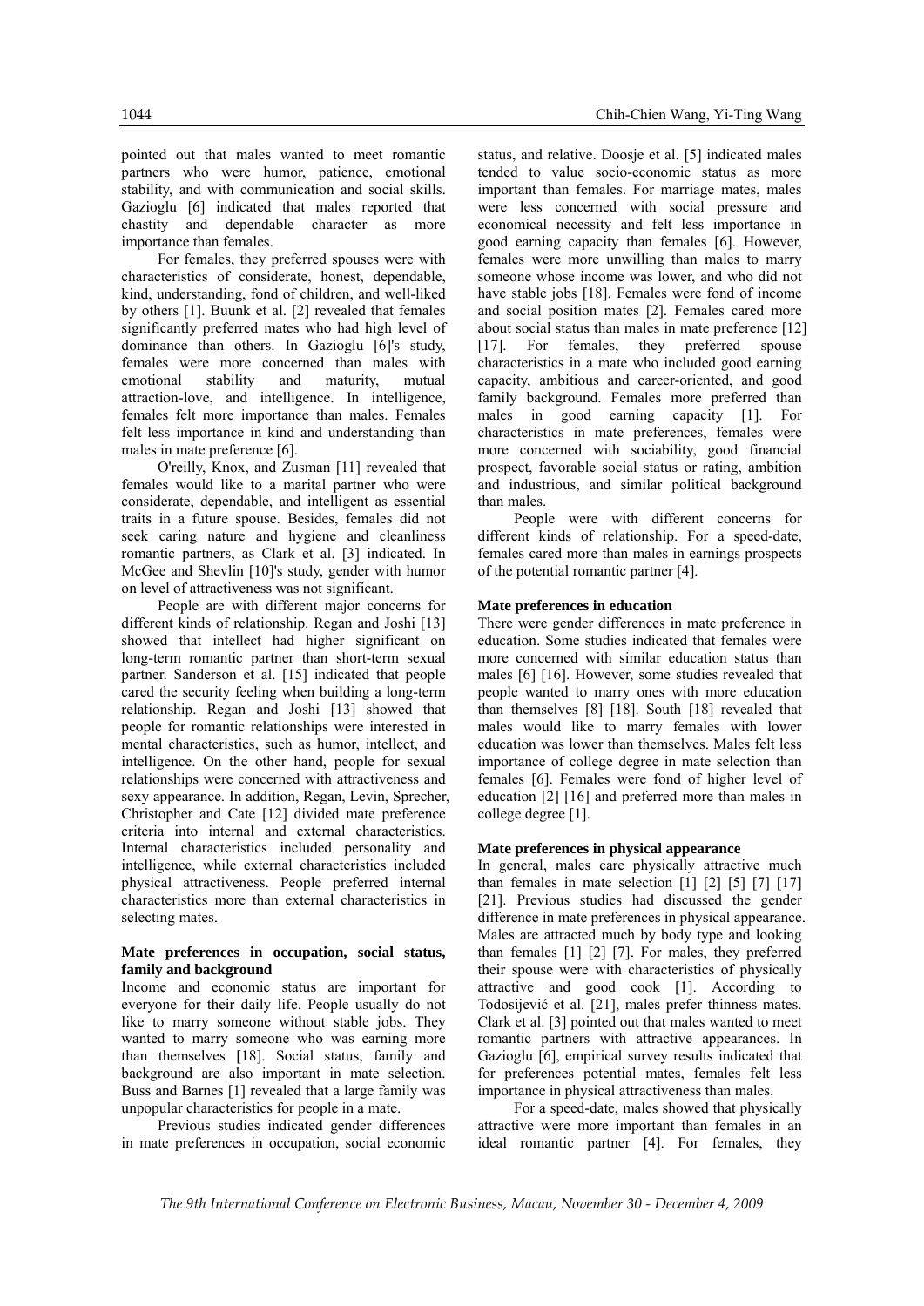pointed out that males wanted to meet romantic partners who were humor, patience, emotional stability, and with communication and social skills. Gazioglu [6] indicated that males reported that chastity and dependable character as more importance than females.

For females, they preferred spouses were with characteristics of considerate, honest, dependable, kind, understanding, fond of children, and well-liked by others [1]. Buunk et al. [2] revealed that females significantly preferred mates who had high level of dominance than others. In Gazioglu [6]'s study, females were more concerned than males with emotional stability and maturity, mutual attraction-love, and intelligence. In intelligence, females felt more importance than males. Females felt less importance in kind and understanding than males in mate preference [6].

O'reilly, Knox, and Zusman [11] revealed that females would like to a marital partner who were considerate, dependable, and intelligent as essential traits in a future spouse. Besides, females did not seek caring nature and hygiene and cleanliness romantic partners, as Clark et al. [3] indicated. In McGee and Shevlin [10]'s study, gender with humor on level of attractiveness was not significant.

People are with different major concerns for different kinds of relationship. Regan and Joshi [13] showed that intellect had higher significant on long-term romantic partner than short-term sexual partner. Sanderson et al. [15] indicated that people cared the security feeling when building a long-term relationship. Regan and Joshi [13] showed that people for romantic relationships were interested in mental characteristics, such as humor, intellect, and intelligence. On the other hand, people for sexual relationships were concerned with attractiveness and sexy appearance. In addition, Regan, Levin, Sprecher, Christopher and Cate [12] divided mate preference criteria into internal and external characteristics. Internal characteristics included personality and intelligence, while external characteristics included physical attractiveness. People preferred internal characteristics more than external characteristics in selecting mates.

**Mate preferences in occupation, social status, family and background**

Income and economic status are important for everyone for their daily life. People usually do not like to marry someone without stable jobs. They wanted to marry someone who was earning more than themselves [18]. Social status, family and background are also important in mate selection. Buss and Barnes [1] revealed that a large family was unpopular characteristics for people in a mate.

Previous studies indicated gender differences in mate preferences in occupation, social economic status, and relative. Doosje et al. [5] indicated males tended to value socio-economic status as more important than females. For marriage mates, males were less concerned with social pressure and economical necessity and felt less importance in good earning capacity than females [6]. However, females were more unwilling than males to marry someone whose income was lower, and who did not have stable jobs [18]. Females were fond of income and social position mates [2]. Females cared more about social status than males in mate preference [12] [17]. For females, they preferred spouse characteristics in a mate who included good earning capacity, ambitious and career-oriented, and good family background. Females more preferred than males in good earning capacity [1]. For characteristics in mate preferences, females were more concerned with sociability, good financial prospect, favorable social status or rating, ambition and industrious, and similar political background than males.

People were with different concerns for different kinds of relationship. For a speed-date, females cared more than males in earnings prospects of the potential romantic partner [4].

**Mate preferences in education**

There were gender differences in mate preference in education. Some studies indicated that females were more concerned with similar education status than males [6] [16]. However, some studies revealed that people wanted to marry ones with more education than themselves [8] [18]. South [18] revealed that males would like to marry females with lower education was lower than themselves. Males felt less importance of college degree in mate selection than females [6]. Females were fond of higher level of education [2] [16] and preferred more than males in college degree [1].

**Mate preferences in physical appearance**

In general, males care physically attractive much than females in mate selection [1] [2] [5] [7] [17] [21]. Previous studies had discussed the gender difference in mate preferences in physical appearance. Males are attracted much by body type and looking than females [1] [2] [7]. For males, they preferred their spouse were with characteristics of physically attractive and good cook [1]. According to Todosijević et al. [21], males prefer thinness mates. Clark et al. [3] pointed out that males wanted to meet romantic partners with attractive appearances. In Gazioglu [6], empirical survey results indicated that for preferences potential mates, females felt less importance in physical attractiveness than males.

For a speed-date, males showed that physically attractive were more important than females in an ideal romantic partner [4]. For females, they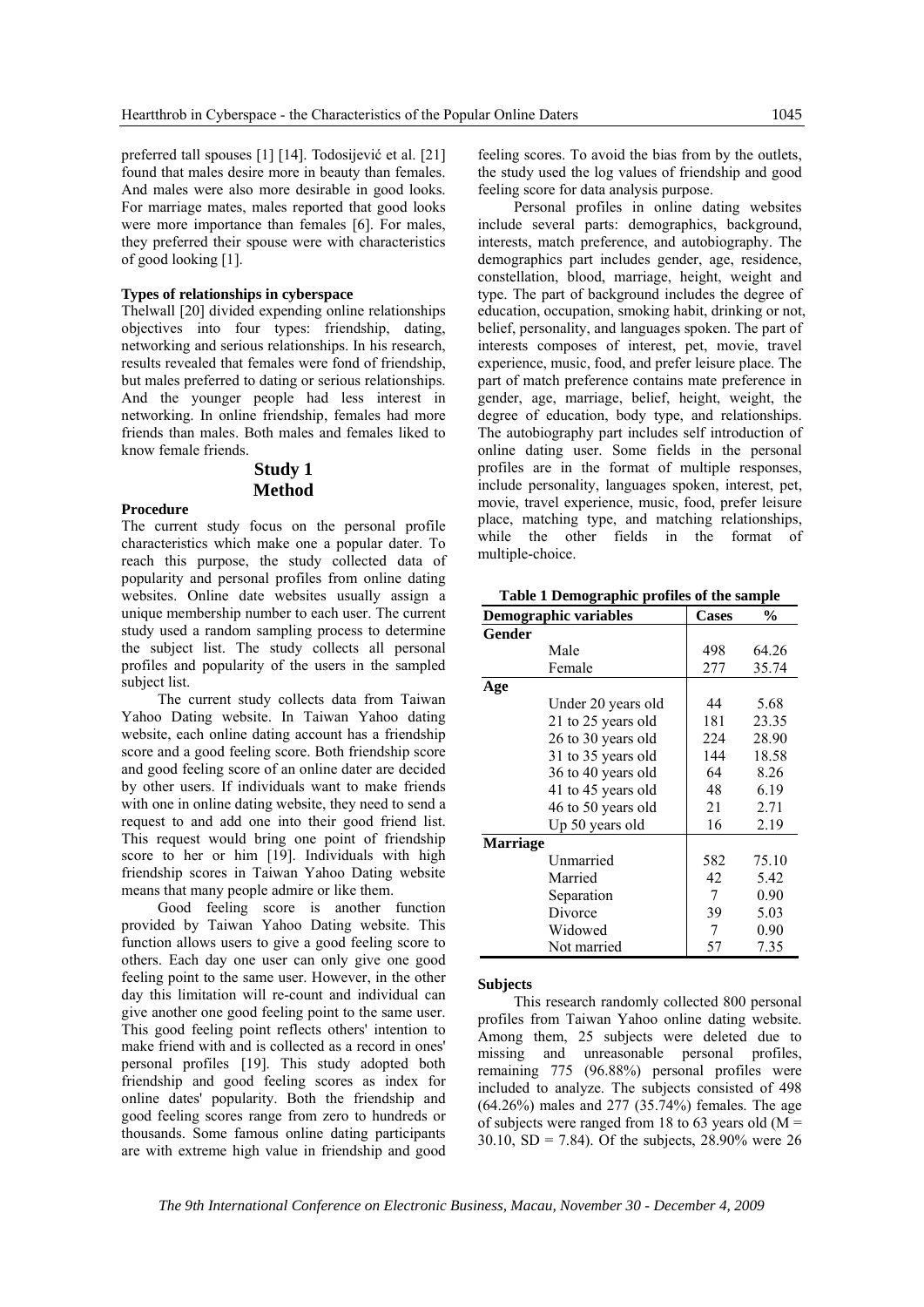preferred tall spouses [1] [14]. Todosijević et al. [21] found that males desire more in beauty than females. And males were also more desirable in good looks. For marriage mates, males reported that good looks were more importance than females [6]. For males, they preferred their spouse were with characteristics of good looking [1].

**Types of relationships in cyberspace**

Thelwall [20] divided expending online relationships objectives into four types: friendship, dating, networking and serious relationships. In his research, results revealed that females were fond of friendship, but males preferred to dating or serious relationships. And the younger people had less interest in networking. In online friendship, females had more friends than males. Both males and females liked to know female friends.

## Study 1
## Method

**Procedure**

The current study focus on the personal profile characteristics which make one a popular dater. To reach this purpose, the study collected data of popularity and personal profiles from online dating websites. Online date websites usually assign a unique membership number to each user. The current study used a random sampling process to determine the subject list. The study collects all personal profiles and popularity of the users in the sampled subject list.

The current study collects data from Taiwan Yahoo Dating website. In Taiwan Yahoo dating website, each online dating account has a friendship score and a good feeling score. Both friendship score and good feeling score of an online dater are decided by other users. If individuals want to make friends with one in online dating website, they need to send a request to and add one into their good friend list. This request would bring one point of friendship score to her or him [19]. Individuals with high friendship scores in Taiwan Yahoo Dating website means that many people admire or like them.

Good feeling score is another function provided by Taiwan Yahoo Dating website. This function allows users to give a good feeling score to others. Each day one user can only give one good feeling point to the same user. However, in the other day this limitation will re-count and individual can give another one good feeling point to the same user. This good feeling point reflects others' intention to make friend with and is collected as a record in ones' personal profiles [19]. This study adopted both friendship and good feeling scores as index for online dates' popularity. Both the friendship and good feeling scores range from zero to hundreds or thousands. Some famous online dating participants are with extreme high value in friendship and good feeling scores. To avoid the bias from by the outlets, the study used the log values of friendship and good feeling score for data analysis purpose.

Personal profiles in online dating websites include several parts: demographics, background, interests, match preference, and autobiography. The demographics part includes gender, age, residence, constellation, blood, marriage, height, weight and type. The part of background includes the degree of education, occupation, smoking habit, drinking or not, belief, personality, and languages spoken. The part of interests composes of interest, pet, movie, travel experience, music, food, and prefer leisure place. The part of match preference contains mate preference in gender, age, marriage, belief, height, weight, the degree of education, body type, and relationships. The autobiography part includes self introduction of online dating user. Some fields in the personal profiles are in the format of multiple responses, include personality, languages spoken, interest, pet, movie, travel experience, music, food, prefer leisure place, matching type, and matching relationships, while the other fields in the format of multiple-choice.

**Table 1 Demographic profiles of the sample**

| Demographic variables | Cases | % |
|---|---|---|
| **Gender** | | |
| Male | 498 | 64.26 |
| Female | 277 | 35.74 |
| **Age** | | |
| Under 20 years old | 44 | 5.68 |
| 21 to 25 years old | 181 | 23.35 |
| 26 to 30 years old | 224 | 28.90 |
| 31 to 35 years old | 144 | 18.58 |
| 36 to 40 years old | 64 | 8.26 |
| 41 to 45 years old | 48 | 6.19 |
| 46 to 50 years old | 21 | 2.71 |
| Up 50 years old | 16 | 2.19 |
| **Marriage** | | |
| Unmarried | 582 | 75.10 |
| Married | 42 | 5.42 |
| Separation | 7 | 0.90 |
| Divorce | 39 | 5.03 |
| Widowed | 7 | 0.90 |
| Not married | 57 | 7.35 |

**Subjects**

This research randomly collected 800 personal profiles from Taiwan Yahoo online dating website. Among them, 25 subjects were deleted due to missing and unreasonable personal profiles, remaining 775 (96.88%) personal profiles were included to analyze. The subjects consisted of 498 (64.26%) males and 277 (35.74%) females. The age of subjects were ranged from 18 to 63 years old ($M$ = 30.10, $SD$ = 7.84). Of the subjects, 28.90% were 26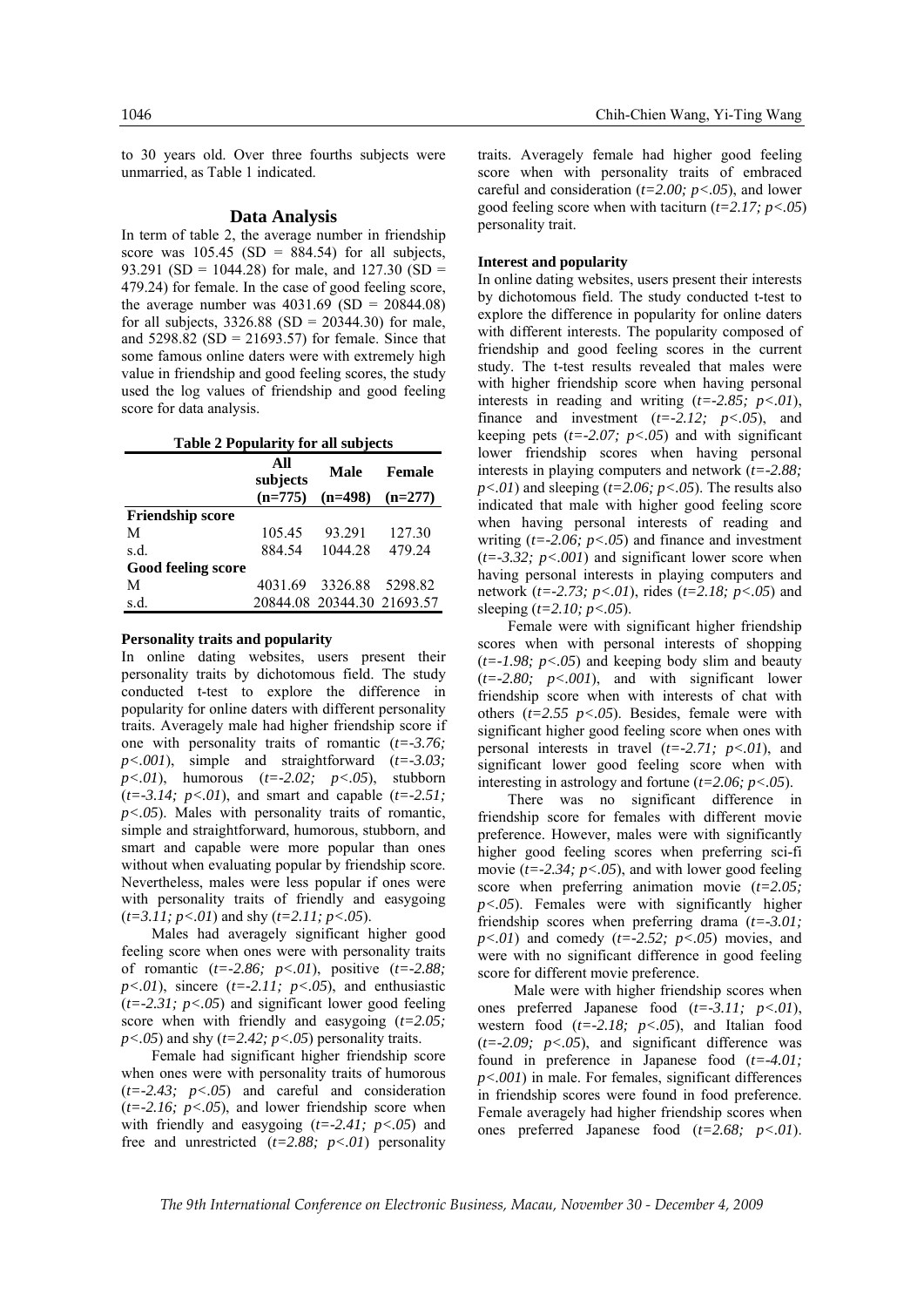to 30 years old. Over three fourths subjects were unmarried, as Table 1 indicated.

## Data Analysis

In term of table 2, the average number in friendship score was 105.45 (SD = 884.54) for all subjects, 93.291 (SD = 1044.28) for male, and 127.30 (SD = 479.24) for female. In the case of good feeling score, the average number was 4031.69 (SD = 20844.08) for all subjects, 3326.88 (SD = 20344.30) for male, and 5298.82 (SD = 21693.57) for female. Since that some famous online daters were with extremely high value in friendship and good feeling scores, the study used the log values of friendship and good feeling score for data analysis.

**Table 2 Popularity for all subjects**

| | All subjects (n=775) | Male (n=498) | Female (n=277) |
|---|---|---|---|
| **Friendship score** | | | |
| M | 105.45 | 93.291 | 127.30 |
| s.d. | 884.54 | 1044.28 | 479.24 |
| **Good feeling score** | | | |
| M | 4031.69 | 3326.88 | 5298.82 |
| s.d. | 20844.08 | 20344.30 | 21693.57 |

### Personality traits and popularity

In online dating websites, users present their personality traits by dichotomous field. The study conducted t-test to explore the difference in popularity for online daters with different personality traits. Averagely male had higher friendship score if one with personality traits of romantic (*t=-3.76; p<.001*), simple and straightforward (*t=-3.03; p<.01*), humorous (*t=-2.02; p<.05*), stubborn (*t=-3.14; p<.01*), and smart and capable (*t=-2.51; p<.05*). Males with personality traits of romantic, simple and straightforward, humorous, stubborn, and smart and capable were more popular than ones without when evaluating popular by friendship score. Nevertheless, males were less popular if ones were with personality traits of friendly and easygoing (*t=3.11; p<.01*) and shy (*t=2.11; p<.05*).

Males had averagely significant higher good feeling score when ones were with personality traits of romantic (*t=-2.86; p<.01*), positive (*t=-2.88; p<.01*), sincere (*t=-2.11; p<.05*), and enthusiastic (*t=-2.31; p<.05*) and significant lower good feeling score when with friendly and easygoing (*t=2.05; p<.05*) and shy (*t=2.42; p<.05*) personality traits.

Female had significant higher friendship score when ones were with personality traits of humorous (*t=-2.43; p<.05*) and careful and consideration (*t=-2.16; p<.05*), and lower friendship score when with friendly and easygoing (*t=-2.41; p<.05*) and free and unrestricted (*t=2.88; p<.01*) personality traits. Averagely female had higher good feeling score when with personality traits of embraced careful and consideration (*t=2.00; p<.05*), and lower good feeling score when with taciturn (*t=2.17; p<.05*) personality trait.

### Interest and popularity

In online dating websites, users present their interests by dichotomous field. The study conducted t-test to explore the difference in popularity for online daters with different interests. The popularity composed of friendship and good feeling scores in the current study. The t-test results revealed that males were with higher friendship score when having personal interests in reading and writing (*t=-2.85; p<.01*), finance and investment (*t=-2.12; p<.05*), and keeping pets (*t=-2.07; p<.05*) and with significant lower friendship scores when having personal interests in playing computers and network (*t=-2.88; p<.01*) and sleeping (*t=2.06; p<.05*). The results also indicated that male with higher good feeling score when having personal interests of reading and writing (*t=-2.06; p<.05*) and finance and investment (*t=-3.32; p<.001*) and significant lower score when having personal interests in playing computers and network (*t=-2.73; p<.01*), rides (*t=2.18; p<.05*) and sleeping (*t=2.10; p<.05*).

Female were with significant higher friendship scores when with personal interests of shopping (*t=-1.98; p<.05*) and keeping body slim and beauty (*t=-2.80; p<.001*), and with significant lower friendship score when with interests of chat with others (*t=2.55 p<.05*). Besides, female were with significant higher good feeling score when ones with personal interests in travel (*t=-2.71; p<.01*), and significant lower good feeling score when with interesting in astrology and fortune (*t=2.06; p<.05*).

There was no significant difference in friendship score for females with different movie preference. However, males were with significantly higher good feeling scores when preferring sci-fi movie (*t=-2.34; p<.05*), and with lower good feeling score when preferring animation movie (*t=2.05; p<.05*). Females were with significantly higher friendship scores when preferring drama (*t=-3.01; p<.01*) and comedy (*t=-2.52; p<.05*) movies, and were with no significant difference in good feeling score for different movie preference.

Male were with higher friendship scores when ones preferred Japanese food (*t=-3.11; p<.01*), western food (*t=-2.18; p<.05*), and Italian food (*t=-2.09; p<.05*), and significant difference was found in preference in Japanese food (*t=-4.01; p<.001*) in male. For females, significant differences in friendship scores were found in food preference. Female averagely had higher friendship scores when ones preferred Japanese food (*t=2.68; p<.01*).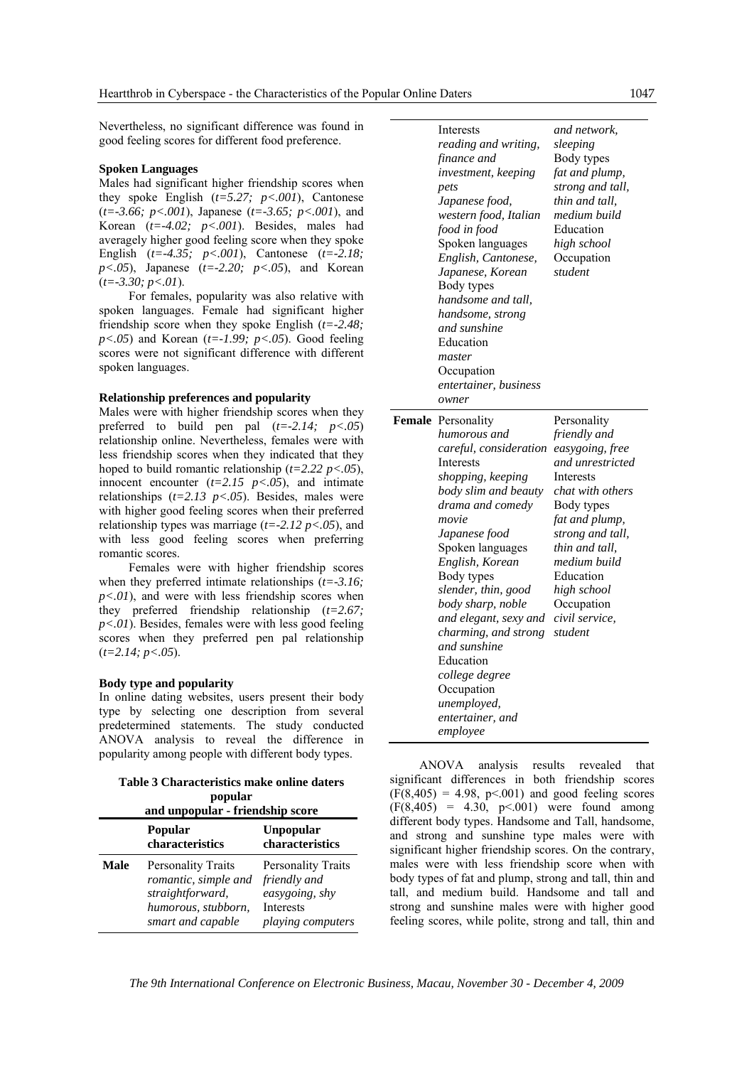Nevertheless, no significant difference was found in good feeling scores for different food preference.

**Spoken Languages**

Males had significant higher friendship scores when they spoke English (*t=5.27; p<.001*), Cantonese (*t=-3.66; p<.001*), Japanese (*t=-3.65; p<.001*), and Korean (*t=-4.02; p<.001*). Besides, males had averagely higher good feeling score when they spoke English (*t=-4.35; p<.001*), Cantonese (*t=-2.18; p<.05*), Japanese (*t=-2.20; p<.05*), and Korean (*t=-3.30; p<.01*).

For females, popularity was also relative with spoken languages. Female had significant higher friendship score when they spoke English (*t=-2.48; p<.05*) and Korean (*t=-1.99; p<.05*). Good feeling scores were not significant difference with different spoken languages.

**Relationship preferences and popularity**

Males were with higher friendship scores when they preferred to build pen pal (*t=-2.14; p<.05*) relationship online. Nevertheless, females were with less friendship scores when they indicated that they hoped to build romantic relationship (*t=2.22 p<.05*), innocent encounter (*t=2.15 p<.05*), and intimate relationships (*t=2.13 p<.05*). Besides, males were with higher good feeling scores when their preferred relationship types was marriage (*t=-2.12 p<.05*), and with less good feeling scores when preferring romantic scores.

Females were with higher friendship scores when they preferred intimate relationships (*t=-3.16; p<.01*), and were with less friendship scores when they preferred friendship relationship (*t=2.67; p<.01*). Besides, females were with less good feeling scores when they preferred pen pal relationship (*t=2.14; p<.05*).

**Body type and popularity**

In online dating websites, users present their body type by selecting one description from several predetermined statements. The study conducted ANOVA analysis to reveal the difference in popularity among people with different body types.

**Table 3 Characteristics make online daters popular and unpopular - friendship score**

| | Popular characteristics | Unpopular characteristics |
|---|---|---|
| **Male** | Personality Traits<br>*romantic, simple and straightforward, humorous, stubborn, smart and capable*<br>Interests<br>*reading and writing, finance and investment, keeping pets*<br>*Japanese food, western food, Italian food in food*<br>Spoken languages<br>*English, Cantonese, Japanese, Korean*<br>Body types<br>*handsome and tall, handsome, strong and sunshine*<br>Education<br>*master*<br>Occupation<br>*entertainer, business owner* | Personality Traits<br>*friendly and easygoing, shy*<br>Interests<br>*playing computers and network, sleeping*<br>Body types<br>*fat and plump, strong and tall, thin and tall, medium build*<br>Education<br>*high school*<br>Occupation<br>*student* |
| **Female** | Personality<br>*humorous and careful, consideration*<br>Interests<br>*shopping, keeping body slim and beauty drama and comedy movie*<br>*Japanese food*<br>Spoken languages<br>*English, Korean*<br>Body types<br>*slender, thin, good body sharp, noble and elegant, sexy and charming, and strong and sunshine*<br>Education<br>*college degree*<br>Occupation<br>*unemployed, entertainer, and employee* | Personality<br>*friendly and easygoing, free and unrestricted*<br>Interests<br>*chat with others*<br>Body types<br>*fat and plump, strong and tall, thin and tall, medium build*<br>Education<br>*high school*<br>Occupation<br>*civil service, student* |

ANOVA analysis results revealed that significant differences in both friendship scores ($F(8,405) = 4.98$, $p<.001$) and good feeling scores ($F(8,405) = 4.30$, $p<.001$) were found among different body types. Handsome and Tall, handsome, and strong and sunshine type males were with significant higher friendship scores. On the contrary, males were with less friendship score when with body types of fat and plump, strong and tall, thin and tall, and medium build. Handsome and tall and strong and sunshine males were with higher good feeling scores, while polite, strong and tall, thin and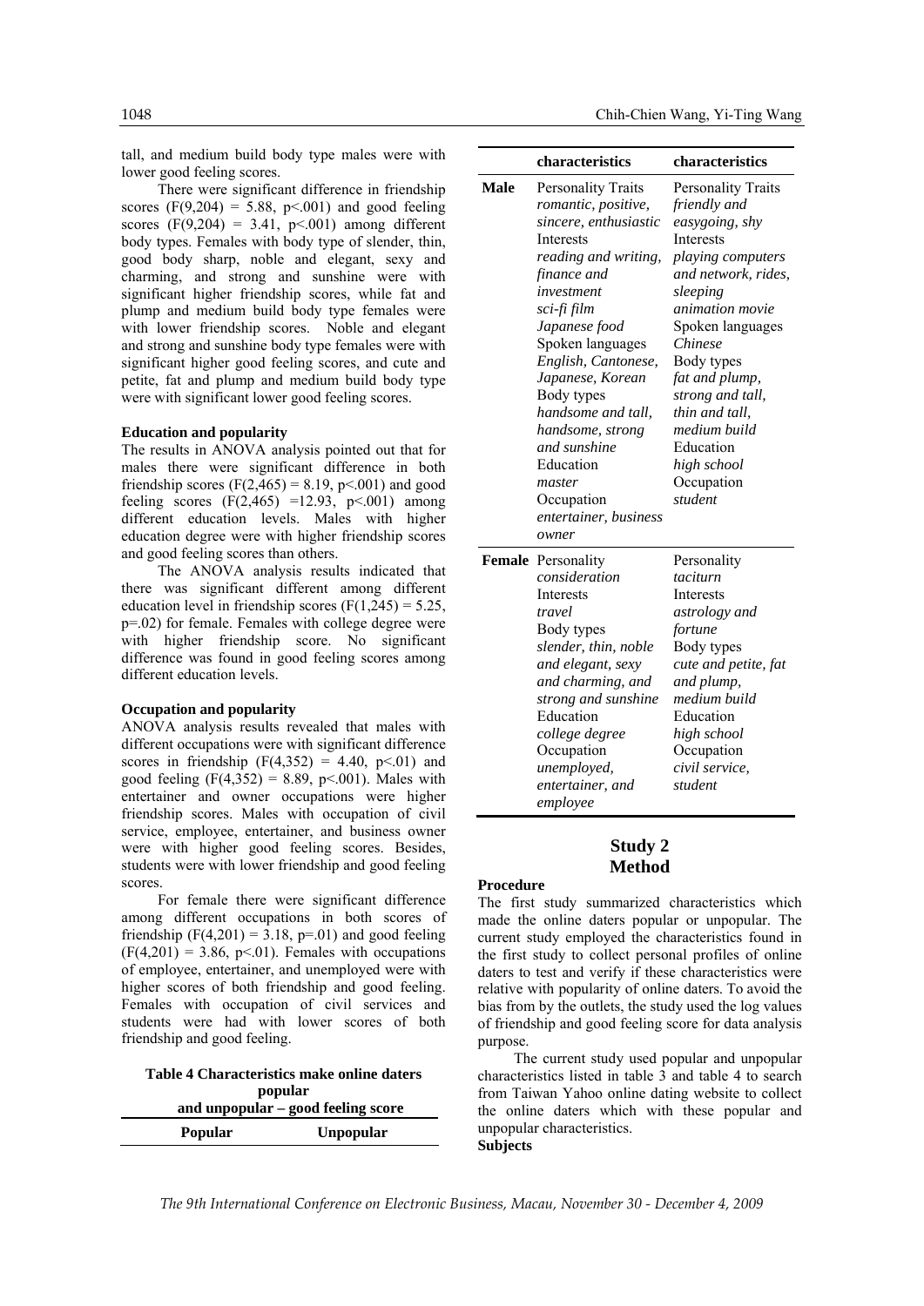tall, and medium build body type males were with lower good feeling scores.

There were significant difference in friendship scores ($F(9,204) = 5.88$, $p<.001$) and good feeling scores ($F(9,204) = 3.41$, $p<.001$) among different body types. Females with body type of slender, thin, good body sharp, noble and elegant, sexy and charming, and strong and sunshine were with significant higher friendship scores, while fat and plump and medium build body type females were with lower friendship scores. Noble and elegant and strong and sunshine body type females were with significant higher good feeling scores, and cute and petite, fat and plump and medium build body type were with significant lower good feeling scores.

**Education and popularity**

The results in ANOVA analysis pointed out that for males there were significant difference in both friendship scores ($F(2,465) = 8.19$, $p<.001$) and good feeling scores ($F(2,465) = 12.93$, $p<.001$) among different education levels. Males with higher education degree were with higher friendship scores and good feeling scores than others.

The ANOVA analysis results indicated that there was significant different among different education level in friendship scores ($F(1,245) = 5.25$, $p=.02$) for female. Females with college degree were with higher friendship score. No significant difference was found in good feeling scores among different education levels.

**Occupation and popularity**

ANOVA analysis results revealed that males with different occupations were with significant difference scores in friendship ($F(4,352) = 4.40$, $p<.01$) and good feeling ($F(4,352) = 8.89$, $p<.001$). Males with entertainer and owner occupations were higher friendship scores. Males with occupation of civil service, employee, entertainer, and business owner were with higher good feeling scores. Besides, students were with lower friendship and good feeling scores.

For female there were significant difference among different occupations in both scores of friendship ($F(4,201) = 3.18$, $p=.01$) and good feeling ($F(4,201) = 3.86$, $p<.01$). Females with occupations of employee, entertainer, and unemployed were with higher scores of both friendship and good feeling. Females with occupation of civil services and students were had with lower scores of both friendship and good feeling.

**Table 4 Characteristics make online daters popular and unpopular – good feeling score**

| | Popular characteristics | Unpopular characteristics |
|---|---|---|
| **Male** | Personality Traits<br>*romantic, positive, sincere, enthusiastic*<br>Interests<br>*reading and writing, finance and investment*<br>*sci-fi film*<br>*Japanese food*<br>Spoken languages<br>*English, Cantonese, Japanese, Korean*<br>Body types<br>*handsome and tall, handsome, strong and sunshine*<br>Education<br>*master*<br>Occupation<br>*entertainer, business owner* | Personality Traits<br>*friendly and easygoing, shy*<br>Interests<br>*playing computers and network, rides, sleeping*<br>*animation movie*<br>Spoken languages<br>*Chinese*<br>Body types<br>*fat and plump, strong and tall, thin and tall, medium build*<br>Education<br>*high school*<br>Occupation<br>*student* |
| **Female** | Personality<br>*consideration*<br>Interests<br>*travel*<br>Body types<br>*slender, thin, noble and elegant, sexy and charming, and strong and sunshine*<br>Education<br>*college degree*<br>Occupation<br>*unemployed, entertainer, and employee* | Personality<br>*taciturn*<br>Interests<br>*astrology and fortune*<br>Body types<br>*cute and petite, fat and plump, medium build*<br>Education<br>*high school*<br>Occupation<br>*civil service, student* |

## Study 2
## Method

**Procedure**

The first study summarized characteristics which made the online daters popular or unpopular. The current study employed the characteristics found in the first study to collect personal profiles of online daters to test and verify if these characteristics were relative with popularity of online daters. To avoid the bias from by the outlets, the study used the log values of friendship and good feeling score for data analysis purpose.

The current study used popular and unpopular characteristics listed in table 3 and table 4 to search from Taiwan Yahoo online dating website to collect the online daters which with these popular and unpopular characteristics.

**Subjects**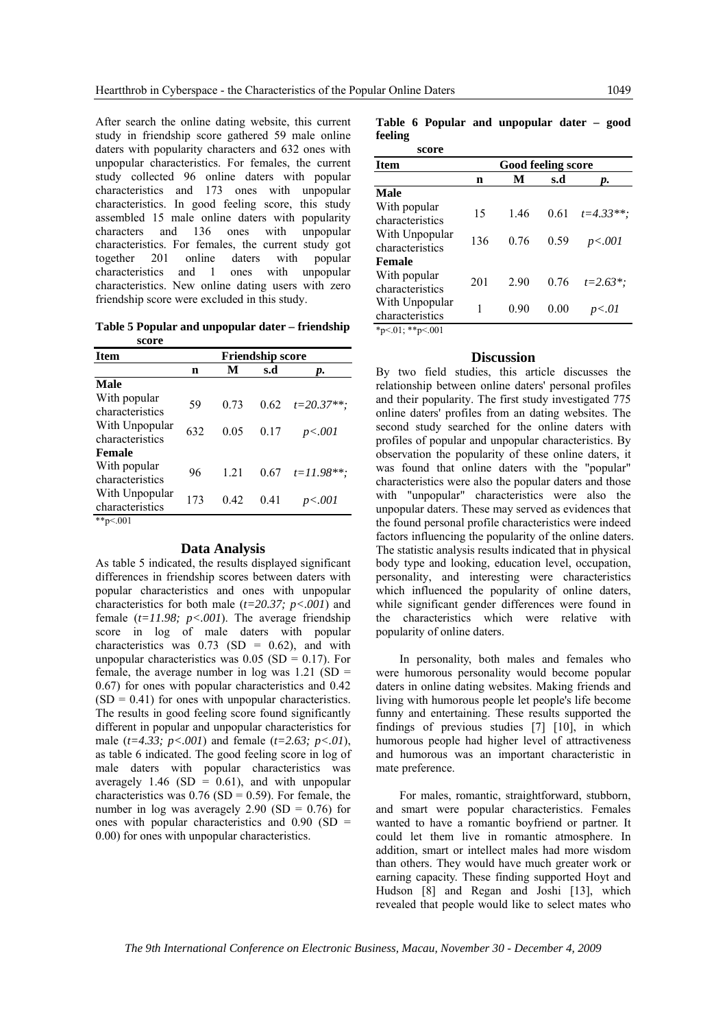After search the online dating website, this current study in friendship score gathered 59 male online daters with popularity characters and 632 ones with unpopular characteristics. For females, the current study collected 96 online daters with popular characteristics and 173 ones with unpopular characteristics. In good feeling score, this study assembled 15 male online daters with popularity characters and 136 ones with unpopular characteristics. For females, the current study got together 201 online daters with popular characteristics and 1 ones with unpopular characteristics. New online dating users with zero friendship score were excluded in this study.

**Table 5 Popular and unpopular dater – friendship score**

| Item | Friendship score | | | |
|---|---|---|---|---|
| | n | M | s.d | p. |
| **Male** | | | | |
| With popular characteristics | 59 | 0.73 | 0.62 | *t=20.37\*\*;* |
| With Unpopular characteristics | 632 | 0.05 | 0.17 | *p<.001* |
| **Female** | | | | |
| With popular characteristics | 96 | 1.21 | 0.67 | *t=11.98\*\*;* |
| With Unpopular characteristics | 173 | 0.42 | 0.41 | *p<.001* |

**p<.001

## Data Analysis

As table 5 indicated, the results displayed significant differences in friendship scores between daters with popular characteristics and ones with unpopular characteristics for both male (*t=20.37; p<.001*) and female (*t=11.98; p<.001*). The average friendship score in log of male daters with popular characteristics was 0.73 (SD = 0.62), and with unpopular characteristics was 0.05 (SD = 0.17). For female, the average number in log was 1.21 (SD = 0.67) for ones with popular characteristics and 0.42 (SD = 0.41) for ones with unpopular characteristics. The results in good feeling score found significantly different in popular and unpopular characteristics for male (*t=4.33; p<.001*) and female (*t=2.63; p<.01*), as table 6 indicated. The good feeling score in log of male daters with popular characteristics was averagely 1.46 (SD = 0.61), and with unpopular characteristics was 0.76 (SD = 0.59). For female, the number in log was averagely 2.90 (SD = 0.76) for ones with popular characteristics and 0.90 (SD = 0.00) for ones with unpopular characteristics.

**Table 6 Popular and unpopular dater – good feeling score**

| Item | Good feeling score | | | |
|---|---|---|---|---|
| | n | M | s.d | p. |
| **Male** | | | | |
| With popular characteristics | 15 | 1.46 | 0.61 | *t=4.33\*\*;* |
| With Unpopular characteristics | 136 | 0.76 | 0.59 | *p<.001* |
| **Female** | | | | |
| With popular characteristics | 201 | 2.90 | 0.76 | *t=2.63\*;* |
| With Unpopular characteristics | 1 | 0.90 | 0.00 | *p<.01* |

*p<.01; **p<.001

## Discussion

By two field studies, this article discusses the relationship between online daters' personal profiles and their popularity. The first study investigated 775 online daters' profiles from an dating websites. The second study searched for the online daters with profiles of popular and unpopular characteristics. By observation the popularity of these online daters, it was found that online daters with the "popular" characteristics were also the popular daters and those with "unpopular" characteristics were also the unpopular daters. These may served as evidences that the found personal profile characteristics were indeed factors influencing the popularity of the online daters. The statistic analysis results indicated that in physical body type and looking, education level, occupation, personality, and interesting were characteristics which influenced the popularity of online daters, while significant gender differences were found in the characteristics which were relative with popularity of online daters.

In personality, both males and females who were humorous personality would become popular daters in online dating websites. Making friends and living with humorous people let people's life become funny and entertaining. These results supported the findings of previous studies [7] [10], in which humorous people had higher level of attractiveness and humorous was an important characteristic in mate preference.

For males, romantic, straightforward, stubborn, and smart were popular characteristics. Females wanted to have a romantic boyfriend or partner. It could let them live in romantic atmosphere. In addition, smart or intellect males had more wisdom than others. They would have much greater work or earning capacity. These finding supported Hoyt and Hudson [8] and Regan and Joshi [13], which revealed that people would like to select mates who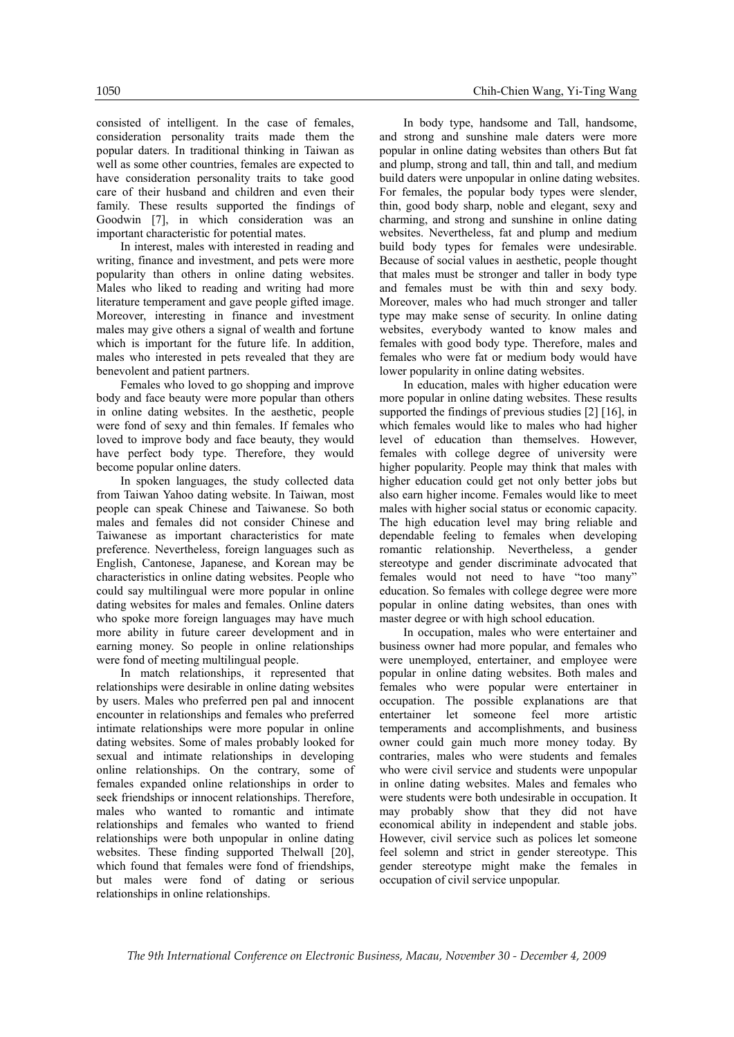consisted of intelligent. In the case of females, consideration personality traits made them the popular daters. In traditional thinking in Taiwan as well as some other countries, females are expected to have consideration personality traits to take good care of their husband and children and even their family. These results supported the findings of Goodwin [7], in which consideration was an important characteristic for potential mates.

In interest, males with interested in reading and writing, finance and investment, and pets were more popularity than others in online dating websites. Males who liked to reading and writing had more literature temperament and gave people gifted image. Moreover, interesting in finance and investment males may give others a signal of wealth and fortune which is important for the future life. In addition, males who interested in pets revealed that they are benevolent and patient partners.

Females who loved to go shopping and improve body and face beauty were more popular than others in online dating websites. In the aesthetic, people were fond of sexy and thin females. If females who loved to improve body and face beauty, they would have perfect body type. Therefore, they would become popular online daters.

In spoken languages, the study collected data from Taiwan Yahoo dating website. In Taiwan, most people can speak Chinese and Taiwanese. So both males and females did not consider Chinese and Taiwanese as important characteristics for mate preference. Nevertheless, foreign languages such as English, Cantonese, Japanese, and Korean may be characteristics in online dating websites. People who could say multilingual were more popular in online dating websites for males and females. Online daters who spoke more foreign languages may have much more ability in future career development and in earning money. So people in online relationships were fond of meeting multilingual people.

In match relationships, it represented that relationships were desirable in online dating websites by users. Males who preferred pen pal and innocent encounter in relationships and females who preferred intimate relationships were more popular in online dating websites. Some of males probably looked for sexual and intimate relationships in developing online relationships. On the contrary, some of females expanded online relationships in order to seek friendships or innocent relationships. Therefore, males who wanted to romantic and intimate relationships and females who wanted to friend relationships were both unpopular in online dating websites. These finding supported Thelwall [20], which found that females were fond of friendships, but males were fond of dating or serious relationships in online relationships.

In body type, handsome and Tall, handsome, and strong and sunshine male daters were more popular in online dating websites than others But fat and plump, strong and tall, thin and tall, and medium build daters were unpopular in online dating websites. For females, the popular body types were slender, thin, good body sharp, noble and elegant, sexy and charming, and strong and sunshine in online dating websites. Nevertheless, fat and plump and medium build body types for females were undesirable. Because of social values in aesthetic, people thought that males must be stronger and taller in body type and females must be with thin and sexy body. Moreover, males who had much stronger and taller type may make sense of security. In online dating websites, everybody wanted to know males and females with good body type. Therefore, males and females who were fat or medium body would have lower popularity in online dating websites.

In education, males with higher education were more popular in online dating websites. These results supported the findings of previous studies [2] [16], in which females would like to males who had higher level of education than themselves. However, females with college degree of university were higher popularity. People may think that males with higher education could get not only better jobs but also earn higher income. Females would like to meet males with higher social status or economic capacity. The high education level may bring reliable and dependable feeling to females when developing romantic relationship. Nevertheless, a gender stereotype and gender discriminate advocated that females would not need to have "too many" education. So females with college degree were more popular in online dating websites, than ones with master degree or with high school education.

In occupation, males who were entertainer and business owner had more popular, and females who were unemployed, entertainer, and employee were popular in online dating websites. Both males and females who were popular were entertainer in occupation. The possible explanations are that entertainer let someone feel more artistic temperaments and accomplishments, and business owner could gain much more money today. By contraries, males who were students and females who were civil service and students were unpopular in online dating websites. Males and females who were students were both undesirable in occupation. It may probably show that they did not have economical ability in independent and stable jobs. However, civil service such as polices let someone feel solemn and strict in gender stereotype. This gender stereotype might make the females in occupation of civil service unpopular.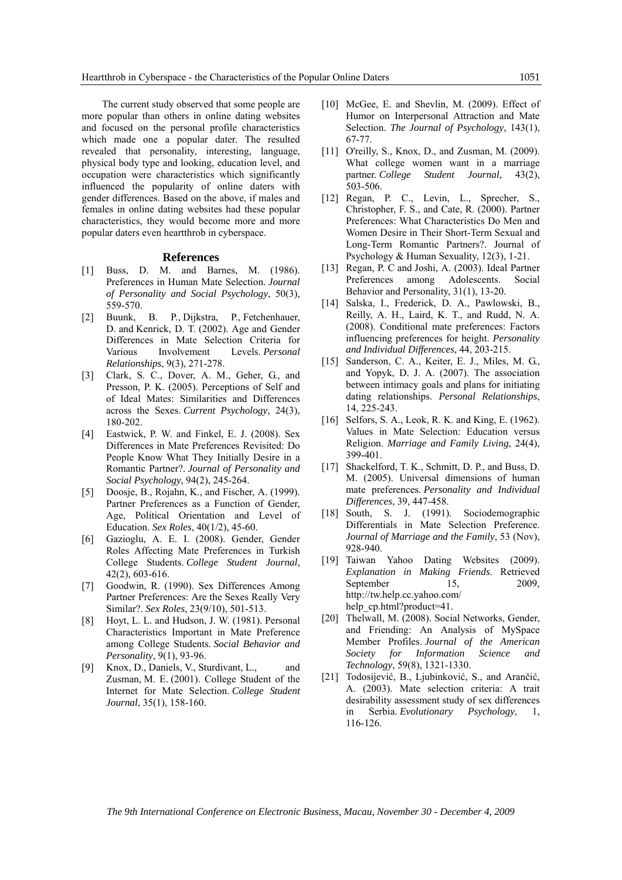The current study observed that some people are more popular than others in online dating websites and focused on the personal profile characteristics which made one a popular dater. The resulted revealed that personality, interesting, language, physical body type and looking, education level, and occupation were characteristics which significantly influenced the popularity of online daters with gender differences. Based on the above, if males and females in online dating websites had these popular characteristics, they would become more and more popular daters even heartthrob in cyberspace.

## References

[1] Buss, D. M. and Barnes, M. (1986). Preferences in Human Mate Selection. *Journal of Personality and Social Psychology*, 50(3), 559-570.

[2] Buunk, B. P., Dijkstra, P., Fetchenhauer, D. and Kenrick, D. T. (2002). Age and Gender Differences in Mate Selection Criteria for Various Involvement Levels. *Personal Relationships*, 9(3), 271-278.

[3] Clark, S. C., Dover, A. M., Geher, G., and Presson, P. K. (2005). Perceptions of Self and of Ideal Mates: Similarities and Differences across the Sexes. *Current Psychology*, 24(3), 180-202.

[4] Eastwick, P. W. and Finkel, E. J. (2008). Sex Differences in Mate Preferences Revisited: Do People Know What They Initially Desire in a Romantic Partner?. *Journal of Personality and Social Psychology*, 94(2), 245-264.

[5] Doosje, B., Rojahn, K., and Fischer, A. (1999). Partner Preferences as a Function of Gender, Age, Political Orientation and Level of Education. *Sex Roles*, 40(1/2), 45-60.

[6] Gazioglu, A. E. I. (2008). Gender, Gender Roles Affecting Mate Preferences in Turkish College Students. *College Student Journal*, 42(2), 603-616.

[7] Goodwin, R. (1990). Sex Differences Among Partner Preferences: Are the Sexes Really Very Similar?. *Sex Roles*, 23(9/10), 501-513.

[8] Hoyt, L. L. and Hudson, J. W. (1981). Personal Characteristics Important in Mate Preference among College Students. *Social Behavior and Personality*, 9(1), 93-96.

[9] Knox, D., Daniels, V., Sturdivant, L., and Zusman, M. E. (2001). College Student of the Internet for Mate Selection. *College Student Journal*, 35(1), 158-160.

[10] McGee, E. and Shevlin, M. (2009). Effect of Humor on Interpersonal Attraction and Mate Selection. *The Journal of Psychology*, 143(1), 67-77.

[11] O'reilly, S., Knox, D., and Zusman, M. (2009). What college women want in a marriage partner. *College Student Journal*, 43(2), 503-506.

[12] Regan, P. C., Levin, L., Sprecher, S., Christopher, F. S., and Cate, R. (2000). Partner Preferences: What Characteristics Do Men and Women Desire in Their Short-Term Sexual and Long-Term Romantic Partners?. Journal of Psychology & Human Sexuality, 12(3), 1-21.

[13] Regan, P. C and Joshi, A. (2003). Ideal Partner Preferences among Adolescents. Social Behavior and Personality, 31(1), 13-20.

[14] Salska, I., Frederick, D. A., Pawlowski, B., Reilly, A. H., Laird, K. T., and Rudd, N. A. (2008). Conditional mate preferences: Factors influencing preferences for height. *Personality and Individual Differences*, 44, 203-215.

[15] Sanderson, C. A., Keiter, E. J., Miles, M. G., and Yopyk, D. J. A. (2007). The association between intimacy goals and plans for initiating dating relationships. *Personal Relationships*, 14, 225-243.

[16] Selfors, S. A., Leok, R. K. and King, E. (1962). Values in Mate Selection: Education versus Religion. *Marriage and Family Living*, 24(4), 399-401.

[17] Shackelford, T. K., Schmitt, D. P., and Buss, D. M. (2005). Universal dimensions of human mate preferences. *Personality and Individual Differences*, 39, 447-458.

[18] South, S. J. (1991). Sociodemographic Differentials in Mate Selection Preference. *Journal of Marriage and the Family*, 53 (Nov), 928-940.

[19] Taiwan Yahoo Dating Websites (2009). *Explanation in Making Friends*. Retrieved September 15, 2009, http://tw.help.cc.yahoo.com/help_cp.html?product=41.

[20] Thelwall, M. (2008). Social Networks, Gender, and Friending: An Analysis of MySpace Member Profiles. *Journal of the American Society for Information Science and Technology*, 59(8), 1321-1330.

[21] Todosijević, B., Ljubinković, S., and Arančić, A. (2003). Mate selection criteria: A trait desirability assessment study of sex differences in Serbia. *Evolutionary Psychology*, 1, 116-126.